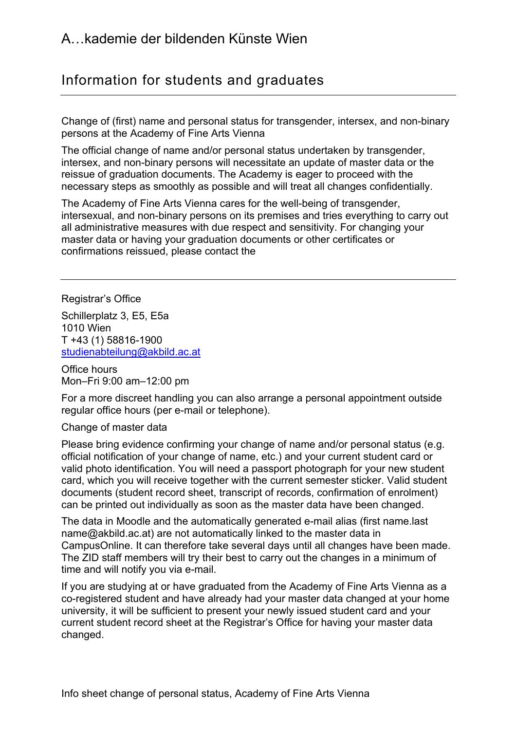# A…kademie der bildenden Künste Wien

## Information for students and graduates

Change of (first) name and personal status for transgender, intersex, and non-binary persons at the Academy of Fine Arts Vienna

The official change of name and/or personal status undertaken by transgender, intersex, and non-binary persons will necessitate an update of master data or the reissue of graduation documents. The Academy is eager to proceed with the necessary steps as smoothly as possible and will treat all changes confidentially.

The Academy of Fine Arts Vienna cares for the well-being of transgender, intersexual, and non-binary persons on its premises and tries everything to carry out all administrative measures with due respect and sensitivity. For changing your master data or having your graduation documents or other certificates or confirmations reissued, please contact the

---

Registrar's Office

Schillerplatz 3, E5, E5a
1010 Wien
T +43 (1) 58816-1900
studienabteilung@akbild.ac.at

Office hours
Mon–Fri 9:00 am–12:00 pm

For a more discreet handling you can also arrange a personal appointment outside regular office hours (per e-mail or telephone).

Change of master data

Please bring evidence confirming your change of name and/or personal status (e.g. official notification of your change of name, etc.) and your current student card or valid photo identification. You will need a passport photograph for your new student card, which you will receive together with the current semester sticker. Valid student documents (student record sheet, transcript of records, confirmation of enrolment) can be printed out individually as soon as the master data have been changed.

The data in Moodle and the automatically generated e-mail alias (first name.last name@akbild.ac.at) are not automatically linked to the master data in CampusOnline. It can therefore take several days until all changes have been made. The ZID staff members will try their best to carry out the changes in a minimum of time and will notify you via e-mail.

If you are studying at or have graduated from the Academy of Fine Arts Vienna as a co-registered student and have already had your master data changed at your home university, it will be sufficient to present your newly issued student card and your current student record sheet at the Registrar's Office for having your master data changed.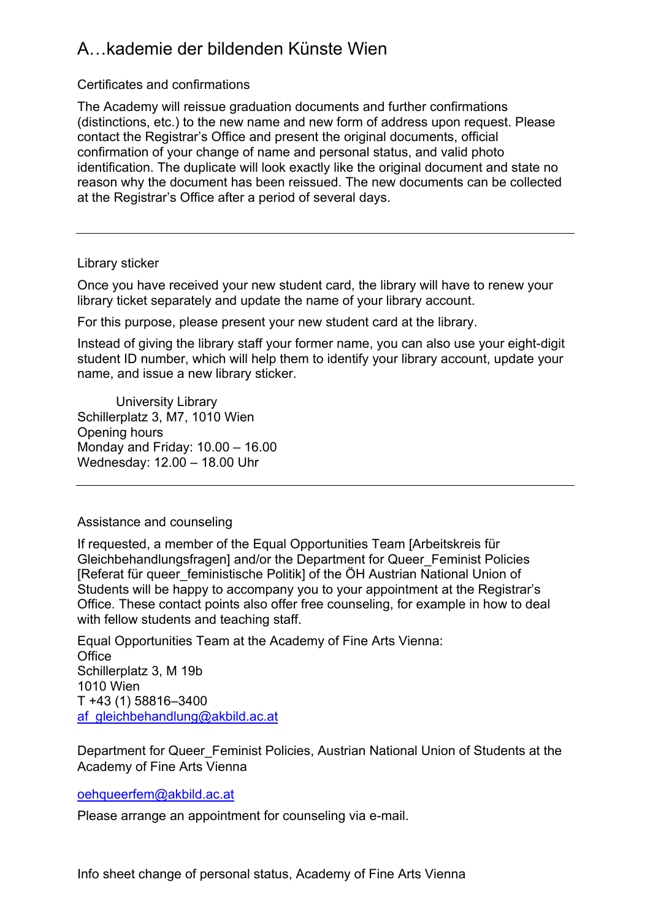## Certificates and confirmations

The Academy will reissue graduation documents and further confirmations (distinctions, etc.) to the new name and new form of address upon request. Please contact the Registrar's Office and present the original documents, official confirmation of your change of name and personal status, and valid photo identification. The duplicate will look exactly like the original document and state no reason why the document has been reissued. The new documents can be collected at the Registrar's Office after a period of several days.

---

## Library sticker

Once you have received your new student card, the library will have to renew your library ticket separately and update the name of your library account.

For this purpose, please present your new student card at the library.

Instead of giving the library staff your former name, you can also use your eight-digit student ID number, which will help them to identify your library account, update your name, and issue a new library sticker.

University Library
Schillerplatz 3, M7, 1010 Wien
Opening hours
Monday and Friday: 10.00 – 16.00
Wednesday: 12.00 – 18.00 Uhr

---

## Assistance and counseling

If requested, a member of the Equal Opportunities Team [Arbeitskreis für Gleichbehandlungsfragen] and/or the Department for Queer_Feminist Policies [Referat für queer_feministische Politik] of the ÖH Austrian National Union of Students will be happy to accompany you to your appointment at the Registrar's Office. These contact points also offer free counseling, for example in how to deal with fellow students and teaching staff.

Equal Opportunities Team at the Academy of Fine Arts Vienna:
Office
Schillerplatz 3, M 19b
1010 Wien
T +43 (1) 58816–3400
af_gleichbehandlung@akbild.ac.at

Department for Queer_Feminist Policies, Austrian National Union of Students at the Academy of Fine Arts Vienna

oehqueerfem@akbild.ac.at

Please arrange an appointment for counseling via e-mail.